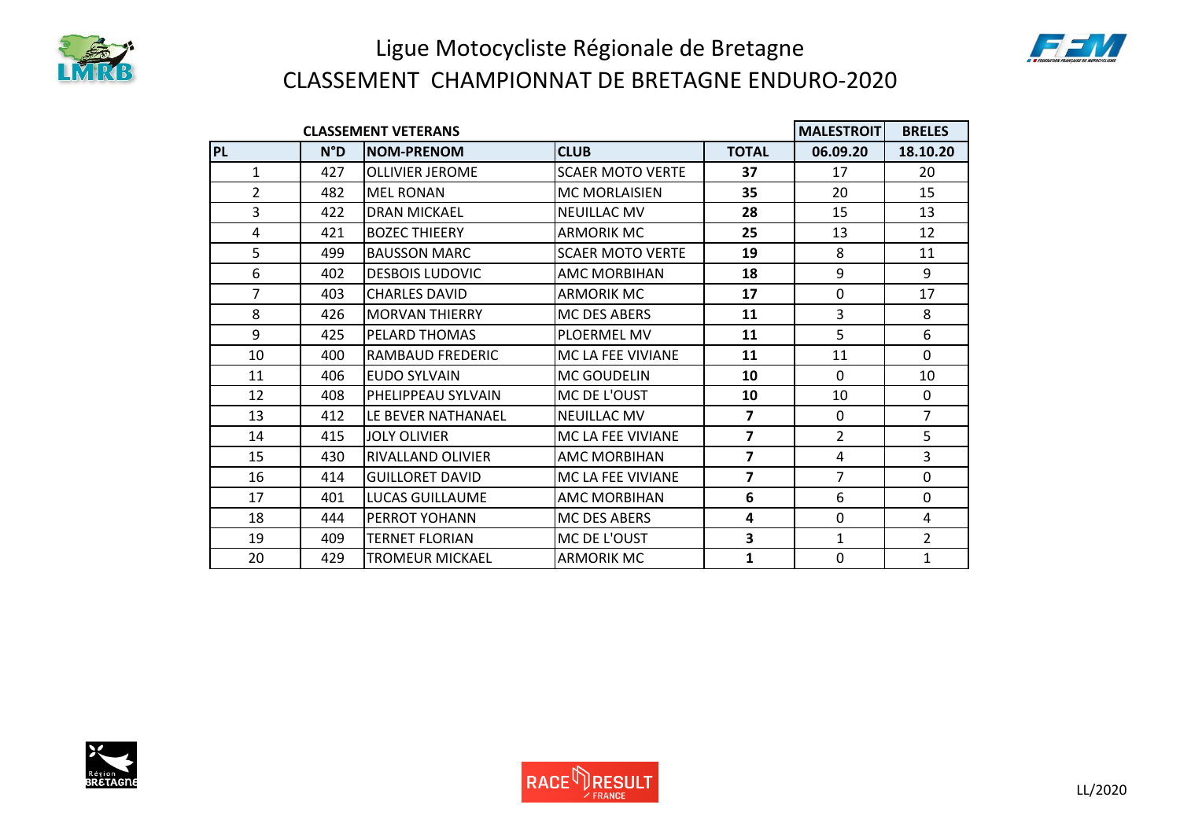# Ligue Motocycliste Régionale de Bretagne

## CLASSEMENT CHAMPIONNAT DE BRETAGNE ENDURO-2020

| CLASSEMENT VETERANS | | | | | MALESTROIT | BRELES |
|---|---|---|---|---|---|---|
| PL | N°D | NOM-PRENOM | CLUB | TOTAL | 06.09.20 | 18.10.20 |
| 1 | 427 | OLLIVIER JEROME | SCAER MOTO VERTE | **37** | 17 | 20 |
| 2 | 482 | MEL RONAN | MC MORLAISIEN | **35** | 20 | 15 |
| 3 | 422 | DRAN MICKAEL | NEUILLAC MV | **28** | 15 | 13 |
| 4 | 421 | BOZEC THIEERY | ARMORIK MC | **25** | 13 | 12 |
| 5 | 499 | BAUSSON MARC | SCAER MOTO VERTE | **19** | 8 | 11 |
| 6 | 402 | DESBOIS LUDOVIC | AMC MORBIHAN | **18** | 9 | 9 |
| 7 | 403 | CHARLES DAVID | ARMORIK MC | **17** | 0 | 17 |
| 8 | 426 | MORVAN THIERRY | MC DES ABERS | **11** | 3 | 8 |
| 9 | 425 | PELARD THOMAS | PLOERMEL MV | **11** | 5 | 6 |
| 10 | 400 | RAMBAUD FREDERIC | MC LA FEE VIVIANE | **11** | 11 | 0 |
| 11 | 406 | EUDO SYLVAIN | MC GOUDELIN | **10** | 0 | 10 |
| 12 | 408 | PHELIPPEAU SYLVAIN | MC DE L'OUST | **10** | 10 | 0 |
| 13 | 412 | LE BEVER NATHANAEL | NEUILLAC MV | **7** | 0 | 7 |
| 14 | 415 | JOLY OLIVIER | MC LA FEE VIVIANE | **7** | 2 | 5 |
| 15 | 430 | RIVALLAND OLIVIER | AMC MORBIHAN | **7** | 4 | 3 |
| 16 | 414 | GUILLORET DAVID | MC LA FEE VIVIANE | **7** | 7 | 0 |
| 17 | 401 | LUCAS GUILLAUME | AMC MORBIHAN | **6** | 6 | 0 |
| 18 | 444 | PERROT YOHANN | MC DES ABERS | **4** | 0 | 4 |
| 19 | 409 | TERNET FLORIAN | MC DE L'OUST | **3** | 1 | 2 |
| 20 | 429 | TROMEUR MICKAEL | ARMORIK MC | **1** | 0 | 1 |

LL/2020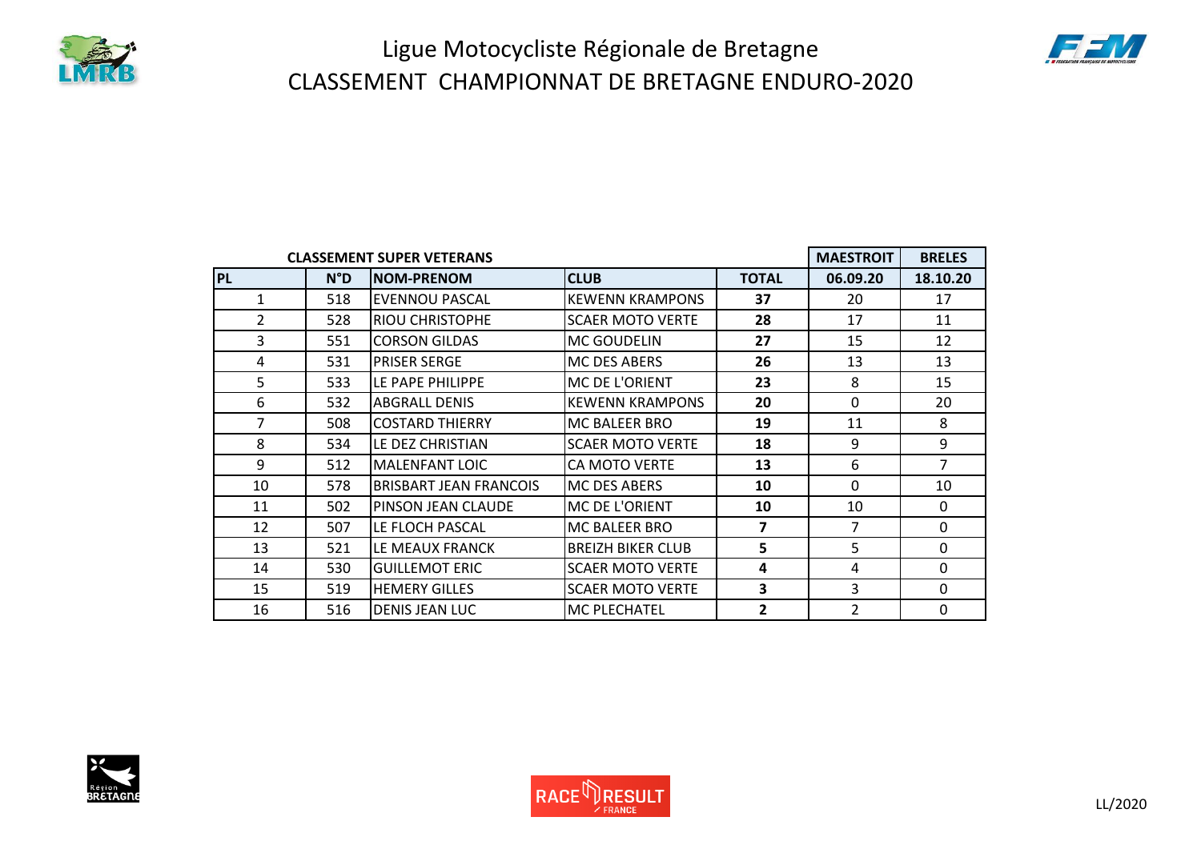# Ligue Motocycliste Régionale de Bretagne

## CLASSEMENT CHAMPIONNAT DE BRETAGNE ENDURO-2020

| CLASSEMENT SUPER VETERANS | | | | | MAESTROIT | BRELES |
|---|---|---|---|---|---|---|
| **PL** | **N°D** | **NOM-PRENOM** | **CLUB** | **TOTAL** | **06.09.20** | **18.10.20** |
| 1 | 518 | EVENNOU PASCAL | KEWENN KRAMPONS | **37** | 20 | 17 |
| 2 | 528 | RIOU CHRISTOPHE | SCAER MOTO VERTE | **28** | 17 | 11 |
| 3 | 551 | CORSON GILDAS | MC GOUDELIN | **27** | 15 | 12 |
| 4 | 531 | PRISER SERGE | MC DES ABERS | **26** | 13 | 13 |
| 5 | 533 | LE PAPE PHILIPPE | MC DE L'ORIENT | **23** | 8 | 15 |
| 6 | 532 | ABGRALL DENIS | KEWENN KRAMPONS | **20** | 0 | 20 |
| 7 | 508 | COSTARD THIERRY | MC BALEER BRO | **19** | 11 | 8 |
| 8 | 534 | LE DEZ CHRISTIAN | SCAER MOTO VERTE | **18** | 9 | 9 |
| 9 | 512 | MALENFANT LOIC | CA MOTO VERTE | **13** | 6 | 7 |
| 10 | 578 | BRISBART JEAN FRANCOIS | MC DES ABERS | **10** | 0 | 10 |
| 11 | 502 | PINSON JEAN CLAUDE | MC DE L'ORIENT | **10** | 10 | 0 |
| 12 | 507 | LE FLOCH PASCAL | MC BALEER BRO | **7** | 7 | 0 |
| 13 | 521 | LE MEAUX FRANCK | BREIZH BIKER CLUB | **5** | 5 | 0 |
| 14 | 530 | GUILLEMOT ERIC | SCAER MOTO VERTE | **4** | 4 | 0 |
| 15 | 519 | HEMERY GILLES | SCAER MOTO VERTE | **3** | 3 | 0 |
| 16 | 516 | DENIS JEAN LUC | MC PLECHATEL | **2** | 2 | 0 |

LL/2020